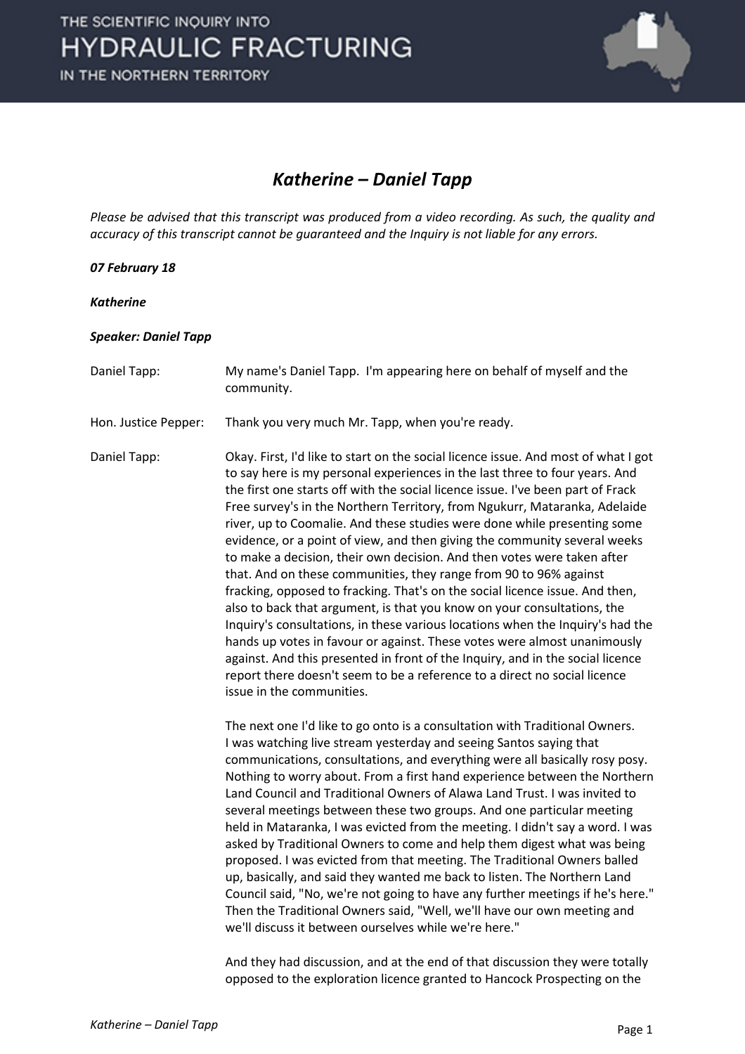# *Katherine – Daniel Tapp*

*Please be advised that this transcript was produced from a video recording. As such, the quality and accuracy of this transcript cannot be guaranteed and the Inquiry is not liable for any errors.*

***07 February 18***

***Katherine***

***Speaker: Daniel Tapp***

Daniel Tapp: My name's Daniel Tapp. I'm appearing here on behalf of myself and the community.

Hon. Justice Pepper: Thank you very much Mr. Tapp, when you're ready.

Daniel Tapp: Okay. First, I'd like to start on the social licence issue. And most of what I got to say here is my personal experiences in the last three to four years. And the first one starts off with the social licence issue. I've been part of Frack Free survey's in the Northern Territory, from Ngukurr, Mataranka, Adelaide river, up to Coomalie. And these studies were done while presenting some evidence, or a point of view, and then giving the community several weeks to make a decision, their own decision. And then votes were taken after that. And on these communities, they range from 90 to 96% against fracking, opposed to fracking. That's on the social licence issue. And then, also to back that argument, is that you know on your consultations, the Inquiry's consultations, in these various locations when the Inquiry's had the hands up votes in favour or against. These votes were almost unanimously against. And this presented in front of the Inquiry, and in the social licence report there doesn't seem to be a reference to a direct no social licence issue in the communities.

The next one I'd like to go onto is a consultation with Traditional Owners. I was watching live stream yesterday and seeing Santos saying that communications, consultations, and everything were all basically rosy posy. Nothing to worry about. From a first hand experience between the Northern Land Council and Traditional Owners of Alawa Land Trust. I was invited to several meetings between these two groups. And one particular meeting held in Mataranka, I was evicted from the meeting. I didn't say a word. I was asked by Traditional Owners to come and help them digest what was being proposed. I was evicted from that meeting. The Traditional Owners balled up, basically, and said they wanted me back to listen. The Northern Land Council said, "No, we're not going to have any further meetings if he's here." Then the Traditional Owners said, "Well, we'll have our own meeting and we'll discuss it between ourselves while we're here."

And they had discussion, and at the end of that discussion they were totally opposed to the exploration licence granted to Hancock Prospecting on the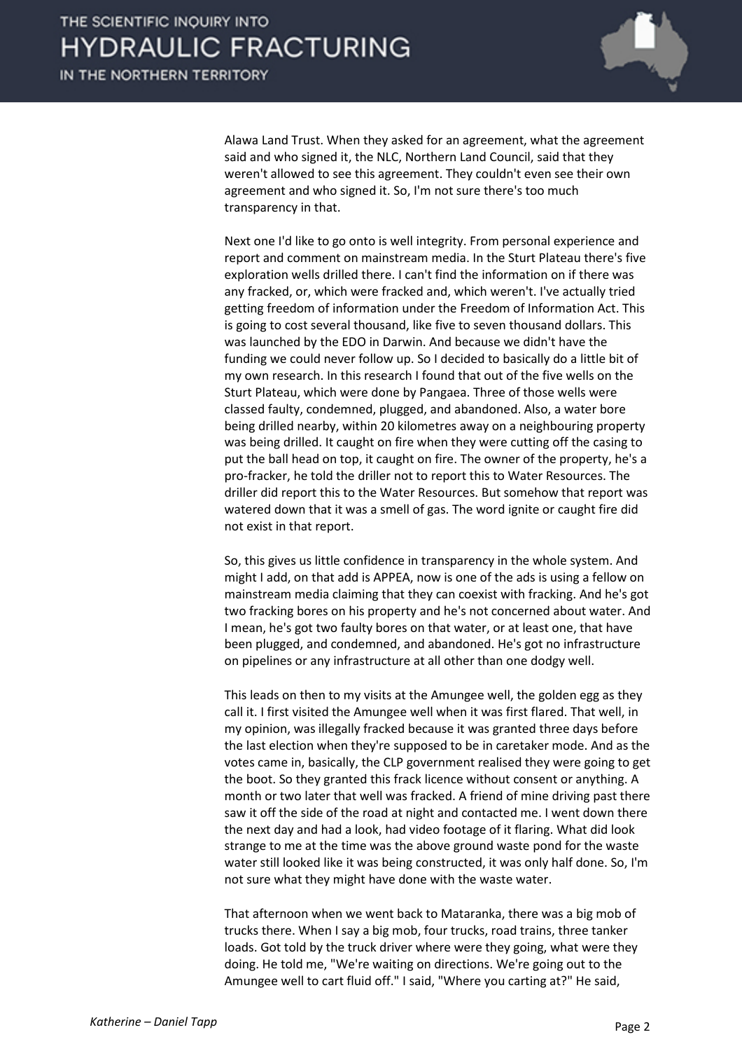Alawa Land Trust. When they asked for an agreement, what the agreement said and who signed it, the NLC, Northern Land Council, said that they weren't allowed to see this agreement. They couldn't even see their own agreement and who signed it. So, I'm not sure there's too much transparency in that.

Next one I'd like to go onto is well integrity. From personal experience and report and comment on mainstream media. In the Sturt Plateau there's five exploration wells drilled there. I can't find the information on if there was any fracked, or, which were fracked and, which weren't. I've actually tried getting freedom of information under the Freedom of Information Act. This is going to cost several thousand, like five to seven thousand dollars. This was launched by the EDO in Darwin. And because we didn't have the funding we could never follow up. So I decided to basically do a little bit of my own research. In this research I found that out of the five wells on the Sturt Plateau, which were done by Pangaea. Three of those wells were classed faulty, condemned, plugged, and abandoned. Also, a water bore being drilled nearby, within 20 kilometres away on a neighbouring property was being drilled. It caught on fire when they were cutting off the casing to put the ball head on top, it caught on fire. The owner of the property, he's a pro-fracker, he told the driller not to report this to Water Resources. The driller did report this to the Water Resources. But somehow that report was watered down that it was a smell of gas. The word ignite or caught fire did not exist in that report.

So, this gives us little confidence in transparency in the whole system. And might I add, on that add is APPEA, now is one of the ads is using a fellow on mainstream media claiming that they can coexist with fracking. And he's got two fracking bores on his property and he's not concerned about water. And I mean, he's got two faulty bores on that water, or at least one, that have been plugged, and condemned, and abandoned. He's got no infrastructure on pipelines or any infrastructure at all other than one dodgy well.

This leads on then to my visits at the Amungee well, the golden egg as they call it. I first visited the Amungee well when it was first flared. That well, in my opinion, was illegally fracked because it was granted three days before the last election when they're supposed to be in caretaker mode. And as the votes came in, basically, the CLP government realised they were going to get the boot. So they granted this frack licence without consent or anything. A month or two later that well was fracked. A friend of mine driving past there saw it off the side of the road at night and contacted me. I went down there the next day and had a look, had video footage of it flaring. What did look strange to me at the time was the above ground waste pond for the waste water still looked like it was being constructed, it was only half done. So, I'm not sure what they might have done with the waste water.

That afternoon when we went back to Mataranka, there was a big mob of trucks there. When I say a big mob, four trucks, road trains, three tanker loads. Got told by the truck driver where were they going, what were they doing. He told me, "We're waiting on directions. We're going out to the Amungee well to cart fluid off." I said, "Where you carting at?" He said,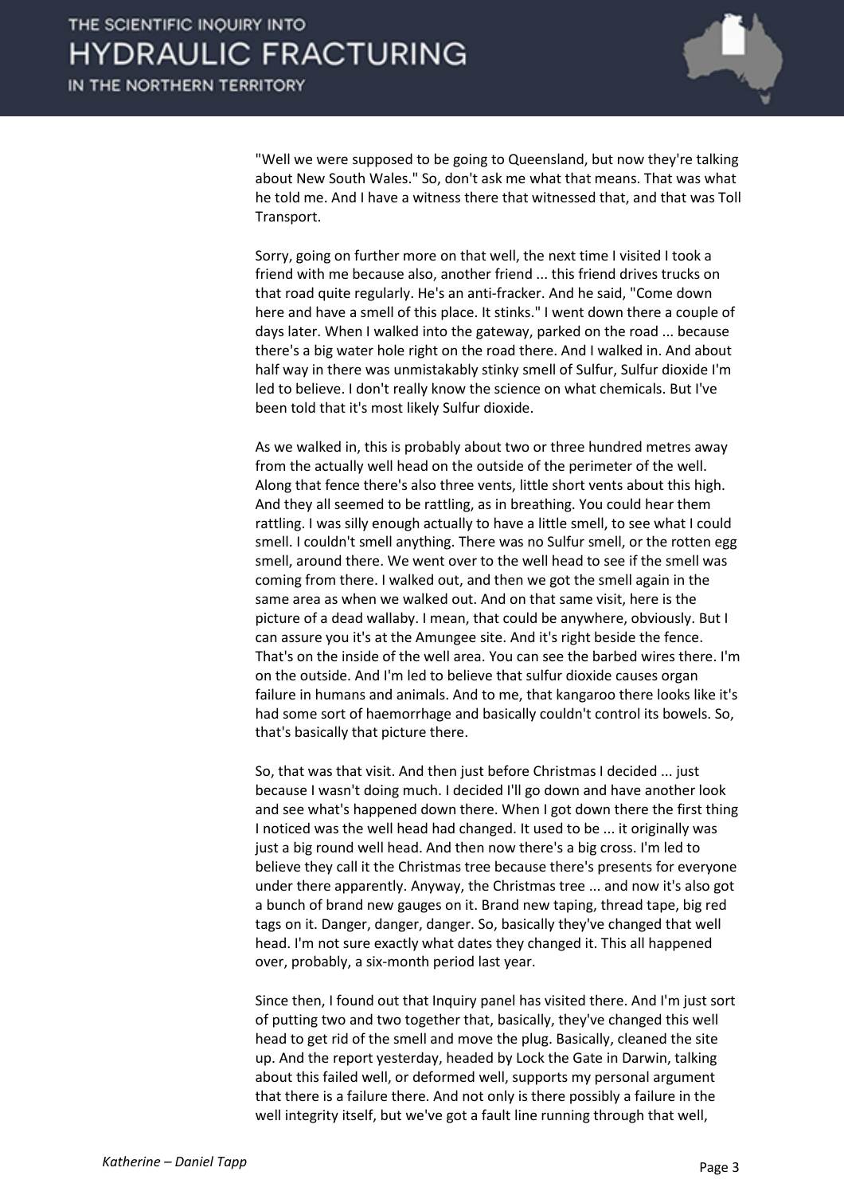"Well we were supposed to be going to Queensland, but now they're talking about New South Wales." So, don't ask me what that means. That was what he told me. And I have a witness there that witnessed that, and that was Toll Transport.

Sorry, going on further more on that well, the next time I visited I took a friend with me because also, another friend ... this friend drives trucks on that road quite regularly. He's an anti-fracker. And he said, "Come down here and have a smell of this place. It stinks." I went down there a couple of days later. When I walked into the gateway, parked on the road ... because there's a big water hole right on the road there. And I walked in. And about half way in there was unmistakably stinky smell of Sulfur, Sulfur dioxide I'm led to believe. I don't really know the science on what chemicals. But I've been told that it's most likely Sulfur dioxide.

As we walked in, this is probably about two or three hundred metres away from the actually well head on the outside of the perimeter of the well. Along that fence there's also three vents, little short vents about this high. And they all seemed to be rattling, as in breathing. You could hear them rattling. I was silly enough actually to have a little smell, to see what I could smell. I couldn't smell anything. There was no Sulfur smell, or the rotten egg smell, around there. We went over to the well head to see if the smell was coming from there. I walked out, and then we got the smell again in the same area as when we walked out. And on that same visit, here is the picture of a dead wallaby. I mean, that could be anywhere, obviously. But I can assure you it's at the Amungee site. And it's right beside the fence. That's on the inside of the well area. You can see the barbed wires there. I'm on the outside. And I'm led to believe that sulfur dioxide causes organ failure in humans and animals. And to me, that kangaroo there looks like it's had some sort of haemorrhage and basically couldn't control its bowels. So, that's basically that picture there.

So, that was that visit. And then just before Christmas I decided ... just because I wasn't doing much. I decided I'll go down and have another look and see what's happened down there. When I got down there the first thing I noticed was the well head had changed. It used to be ... it originally was just a big round well head. And then now there's a big cross. I'm led to believe they call it the Christmas tree because there's presents for everyone under there apparently. Anyway, the Christmas tree ... and now it's also got a bunch of brand new gauges on it. Brand new taping, thread tape, big red tags on it. Danger, danger, danger. So, basically they've changed that well head. I'm not sure exactly what dates they changed it. This all happened over, probably, a six-month period last year.

Since then, I found out that Inquiry panel has visited there. And I'm just sort of putting two and two together that, basically, they've changed this well head to get rid of the smell and move the plug. Basically, cleaned the site up. And the report yesterday, headed by Lock the Gate in Darwin, talking about this failed well, or deformed well, supports my personal argument that there is a failure there. And not only is there possibly a failure in the well integrity itself, but we've got a fault line running through that well,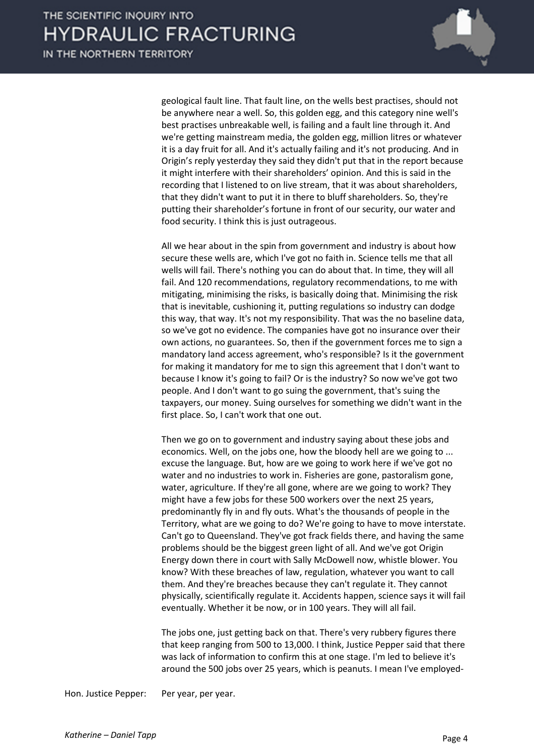geological fault line. That fault line, on the wells best practises, should not be anywhere near a well. So, this golden egg, and this category nine well's best practises unbreakable well, is failing and a fault line through it. And we're getting mainstream media, the golden egg, million litres or whatever it is a day fruit for all. And it's actually failing and it's not producing. And in Origin's reply yesterday they said they didn't put that in the report because it might interfere with their shareholders' opinion. And this is said in the recording that I listened to on live stream, that it was about shareholders, that they didn't want to put it in there to bluff shareholders. So, they're putting their shareholder's fortune in front of our security, our water and food security. I think this is just outrageous.

All we hear about in the spin from government and industry is about how secure these wells are, which I've got no faith in. Science tells me that all wells will fail. There's nothing you can do about that. In time, they will all fail. And 120 recommendations, regulatory recommendations, to me with mitigating, minimising the risks, is basically doing that. Minimising the risk that is inevitable, cushioning it, putting regulations so industry can dodge this way, that way. It's not my responsibility. That was the no baseline data, so we've got no evidence. The companies have got no insurance over their own actions, no guarantees. So, then if the government forces me to sign a mandatory land access agreement, who's responsible? Is it the government for making it mandatory for me to sign this agreement that I don't want to because I know it's going to fail? Or is the industry? So now we've got two people. And I don't want to go suing the government, that's suing the taxpayers, our money. Suing ourselves for something we didn't want in the first place. So, I can't work that one out.

Then we go on to government and industry saying about these jobs and economics. Well, on the jobs one, how the bloody hell are we going to ... excuse the language. But, how are we going to work here if we've got no water and no industries to work in. Fisheries are gone, pastoralism gone, water, agriculture. If they're all gone, where are we going to work? They might have a few jobs for these 500 workers over the next 25 years, predominantly fly in and fly outs. What's the thousands of people in the Territory, what are we going to do? We're going to have to move interstate. Can't go to Queensland. They've got frack fields there, and having the same problems should be the biggest green light of all. And we've got Origin Energy down there in court with Sally McDowell now, whistle blower. You know? With these breaches of law, regulation, whatever you want to call them. And they're breaches because they can't regulate it. They cannot physically, scientifically regulate it. Accidents happen, science says it will fail eventually. Whether it be now, or in 100 years. They will all fail.

The jobs one, just getting back on that. There's very rubbery figures there that keep ranging from 500 to 13,000. I think, Justice Pepper said that there was lack of information to confirm this at one stage. I'm led to believe it's around the 500 jobs over 25 years, which is peanuts. I mean I've employed-

Hon. Justice Pepper: Per year, per year.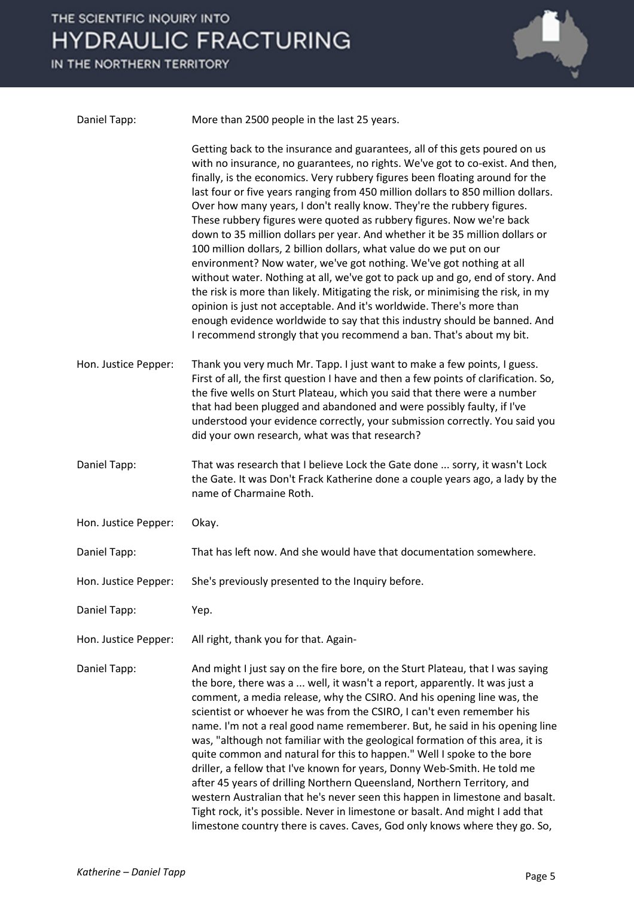**Daniel Tapp:** More than 2500 people in the last 25 years.

Getting back to the insurance and guarantees, all of this gets poured on us with no insurance, no guarantees, no rights. We've got to co-exist. And then, finally, is the economics. Very rubbery figures been floating around for the last four or five years ranging from 450 million dollars to 850 million dollars. Over how many years, I don't really know. They're the rubbery figures. These rubbery figures were quoted as rubbery figures. Now we're back down to 35 million dollars per year. And whether it be 35 million dollars or 100 million dollars, 2 billion dollars, what value do we put on our environment? Now water, we've got nothing. We've got nothing at all without water. Nothing at all, we've got to pack up and go, end of story. And the risk is more than likely. Mitigating the risk, or minimising the risk, in my opinion is just not acceptable. And it's worldwide. There's more than enough evidence worldwide to say that this industry should be banned. And I recommend strongly that you recommend a ban. That's about my bit.

**Hon. Justice Pepper:** Thank you very much Mr. Tapp. I just want to make a few points, I guess. First of all, the first question I have and then a few points of clarification. So, the five wells on Sturt Plateau, which you said that there were a number that had been plugged and abandoned and were possibly faulty, if I've understood your evidence correctly, your submission correctly. You said you did your own research, what was that research?

**Daniel Tapp:** That was research that I believe Lock the Gate done ... sorry, it wasn't Lock the Gate. It was Don't Frack Katherine done a couple years ago, a lady by the name of Charmaine Roth.

**Hon. Justice Pepper:** Okay.

**Daniel Tapp:** That has left now. And she would have that documentation somewhere.

**Hon. Justice Pepper:** She's previously presented to the Inquiry before.

**Daniel Tapp:** Yep.

**Hon. Justice Pepper:** All right, thank you for that. Again-

**Daniel Tapp:** And might I just say on the fire bore, on the Sturt Plateau, that I was saying the bore, there was a ... well, it wasn't a report, apparently. It was just a comment, a media release, why the CSIRO. And his opening line was, the scientist or whoever he was from the CSIRO, I can't even remember his name. I'm not a real good name rememberer. But, he said in his opening line was, "although not familiar with the geological formation of this area, it is quite common and natural for this to happen." Well I spoke to the bore driller, a fellow that I've known for years, Donny Web-Smith. He told me after 45 years of drilling Northern Queensland, Northern Territory, and western Australian that he's never seen this happen in limestone and basalt. Tight rock, it's possible. Never in limestone or basalt. And might I add that limestone country there is caves. Caves, God only knows where they go. So,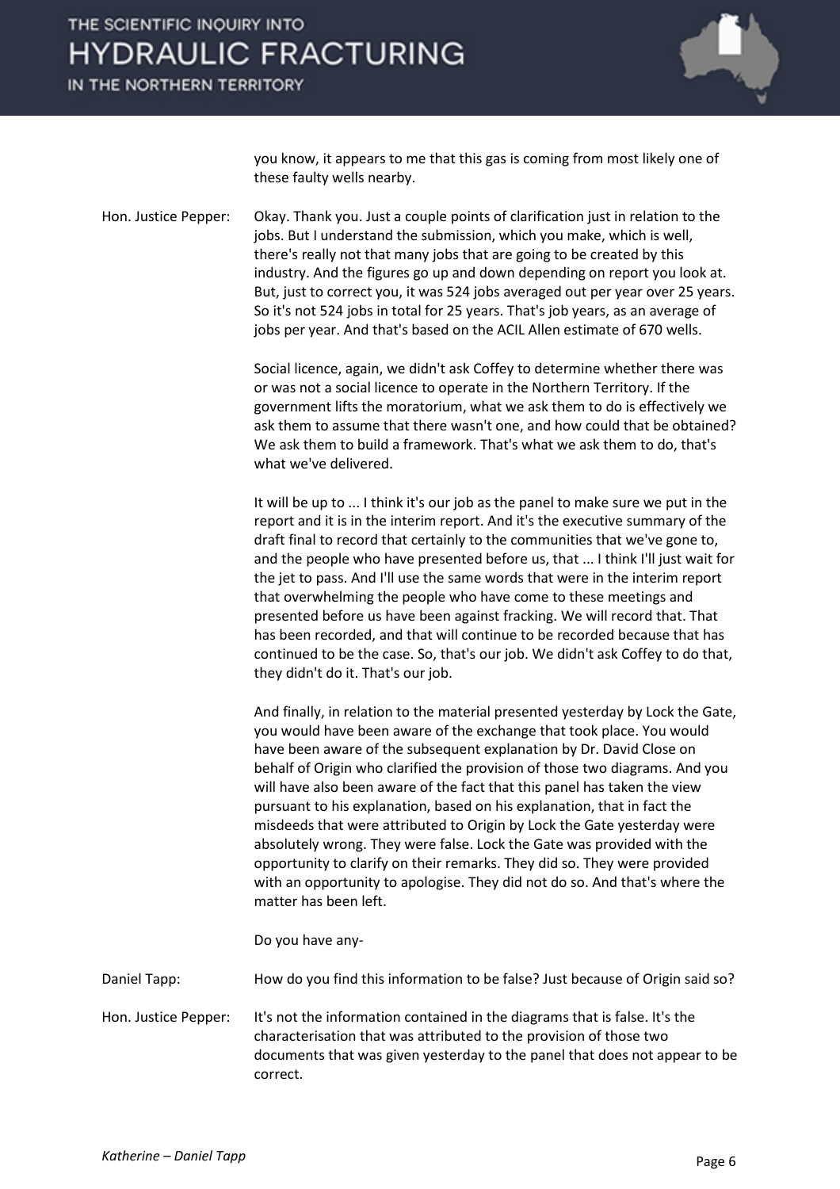you know, it appears to me that this gas is coming from most likely one of these faulty wells nearby.

Hon. Justice Pepper: Okay. Thank you. Just a couple points of clarification just in relation to the jobs. But I understand the submission, which you make, which is well, there's really not that many jobs that are going to be created by this industry. And the figures go up and down depending on report you look at. But, just to correct you, it was 524 jobs averaged out per year over 25 years. So it's not 524 jobs in total for 25 years. That's job years, as an average of jobs per year. And that's based on the ACIL Allen estimate of 670 wells.

Social licence, again, we didn't ask Coffey to determine whether there was or was not a social licence to operate in the Northern Territory. If the government lifts the moratorium, what we ask them to do is effectively we ask them to assume that there wasn't one, and how could that be obtained? We ask them to build a framework. That's what we ask them to do, that's what we've delivered.

It will be up to ... I think it's our job as the panel to make sure we put in the report and it is in the interim report. And it's the executive summary of the draft final to record that certainly to the communities that we've gone to, and the people who have presented before us, that ... I think I'll just wait for the jet to pass. And I'll use the same words that were in the interim report that overwhelming the people who have come to these meetings and presented before us have been against fracking. We will record that. That has been recorded, and that will continue to be recorded because that has continued to be the case. So, that's our job. We didn't ask Coffey to do that, they didn't do it. That's our job.

And finally, in relation to the material presented yesterday by Lock the Gate, you would have been aware of the exchange that took place. You would have been aware of the subsequent explanation by Dr. David Close on behalf of Origin who clarified the provision of those two diagrams. And you will have also been aware of the fact that this panel has taken the view pursuant to his explanation, based on his explanation, that in fact the misdeeds that were attributed to Origin by Lock the Gate yesterday were absolutely wrong. They were false. Lock the Gate was provided with the opportunity to clarify on their remarks. They did so. They were provided with an opportunity to apologise. They did not do so. And that's where the matter has been left.

Do you have any-

Daniel Tapp: How do you find this information to be false? Just because of Origin said so?

Hon. Justice Pepper: It's not the information contained in the diagrams that is false. It's the characterisation that was attributed to the provision of those two documents that was given yesterday to the panel that does not appear to be correct.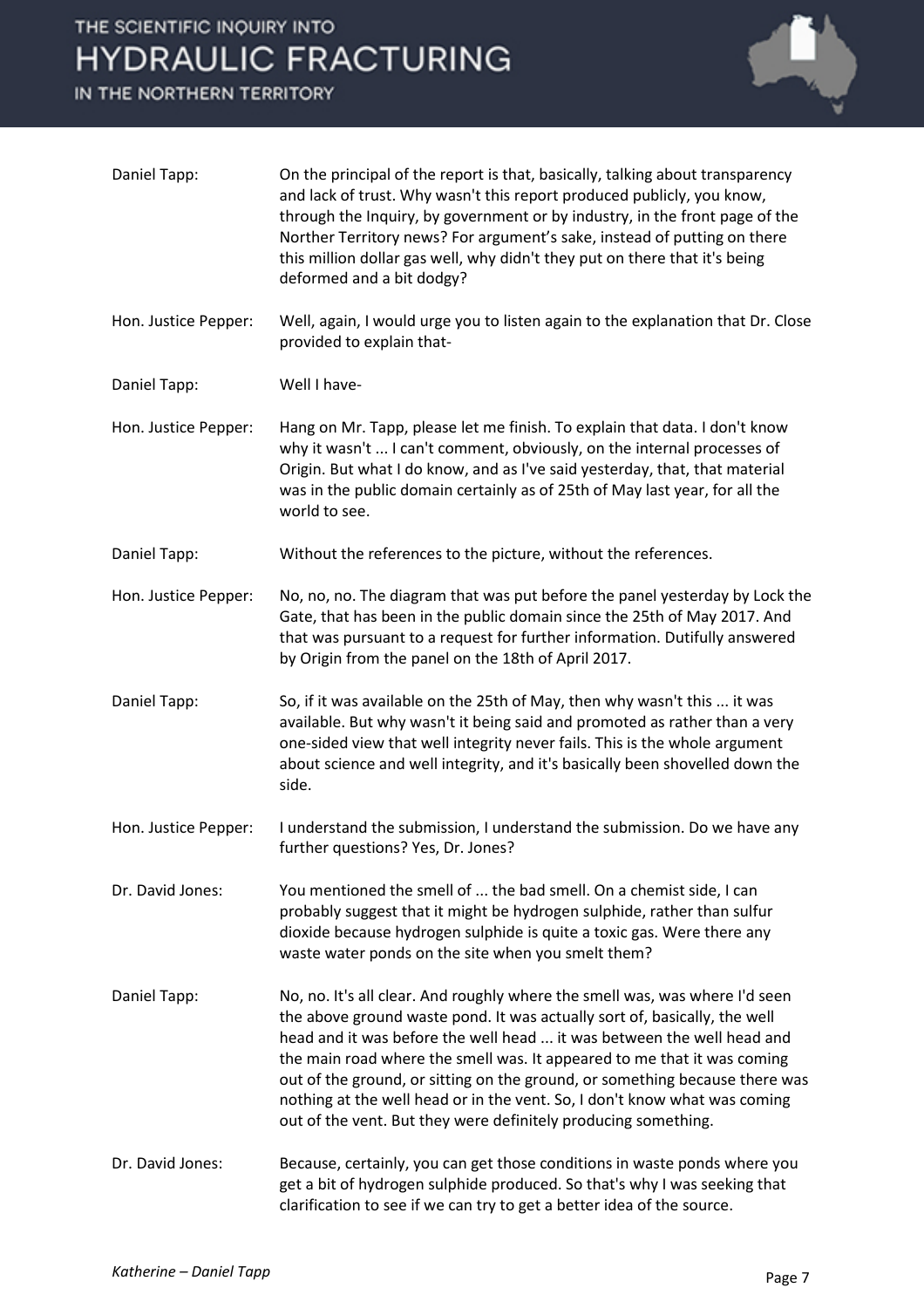**Daniel Tapp:** On the principal of the report is that, basically, talking about transparency and lack of trust. Why wasn't this report produced publicly, you know, through the Inquiry, by government or by industry, in the front page of the Norther Territory news? For argument's sake, instead of putting on there this million dollar gas well, why didn't they put on there that it's being deformed and a bit dodgy?

**Hon. Justice Pepper:** Well, again, I would urge you to listen again to the explanation that Dr. Close provided to explain that-

**Daniel Tapp:** Well I have-

**Hon. Justice Pepper:** Hang on Mr. Tapp, please let me finish. To explain that data. I don't know why it wasn't ... I can't comment, obviously, on the internal processes of Origin. But what I do know, and as I've said yesterday, that, that material was in the public domain certainly as of 25th of May last year, for all the world to see.

**Daniel Tapp:** Without the references to the picture, without the references.

**Hon. Justice Pepper:** No, no, no. The diagram that was put before the panel yesterday by Lock the Gate, that has been in the public domain since the 25th of May 2017. And that was pursuant to a request for further information. Dutifully answered by Origin from the panel on the 18th of April 2017.

**Daniel Tapp:** So, if it was available on the 25th of May, then why wasn't this ... it was available. But why wasn't it being said and promoted as rather than a very one-sided view that well integrity never fails. This is the whole argument about science and well integrity, and it's basically been shovelled down the side.

**Hon. Justice Pepper:** I understand the submission, I understand the submission. Do we have any further questions? Yes, Dr. Jones?

**Dr. David Jones:** You mentioned the smell of ... the bad smell. On a chemist side, I can probably suggest that it might be hydrogen sulphide, rather than sulfur dioxide because hydrogen sulphide is quite a toxic gas. Were there any waste water ponds on the site when you smelt them?

**Daniel Tapp:** No, no. It's all clear. And roughly where the smell was, was where I'd seen the above ground waste pond. It was actually sort of, basically, the well head and it was before the well head ... it was between the well head and the main road where the smell was. It appeared to me that it was coming out of the ground, or sitting on the ground, or something because there was nothing at the well head or in the vent. So, I don't know what was coming out of the vent. But they were definitely producing something.

**Dr. David Jones:** Because, certainly, you can get those conditions in waste ponds where you get a bit of hydrogen sulphide produced. So that's why I was seeking that clarification to see if we can try to get a better idea of the source.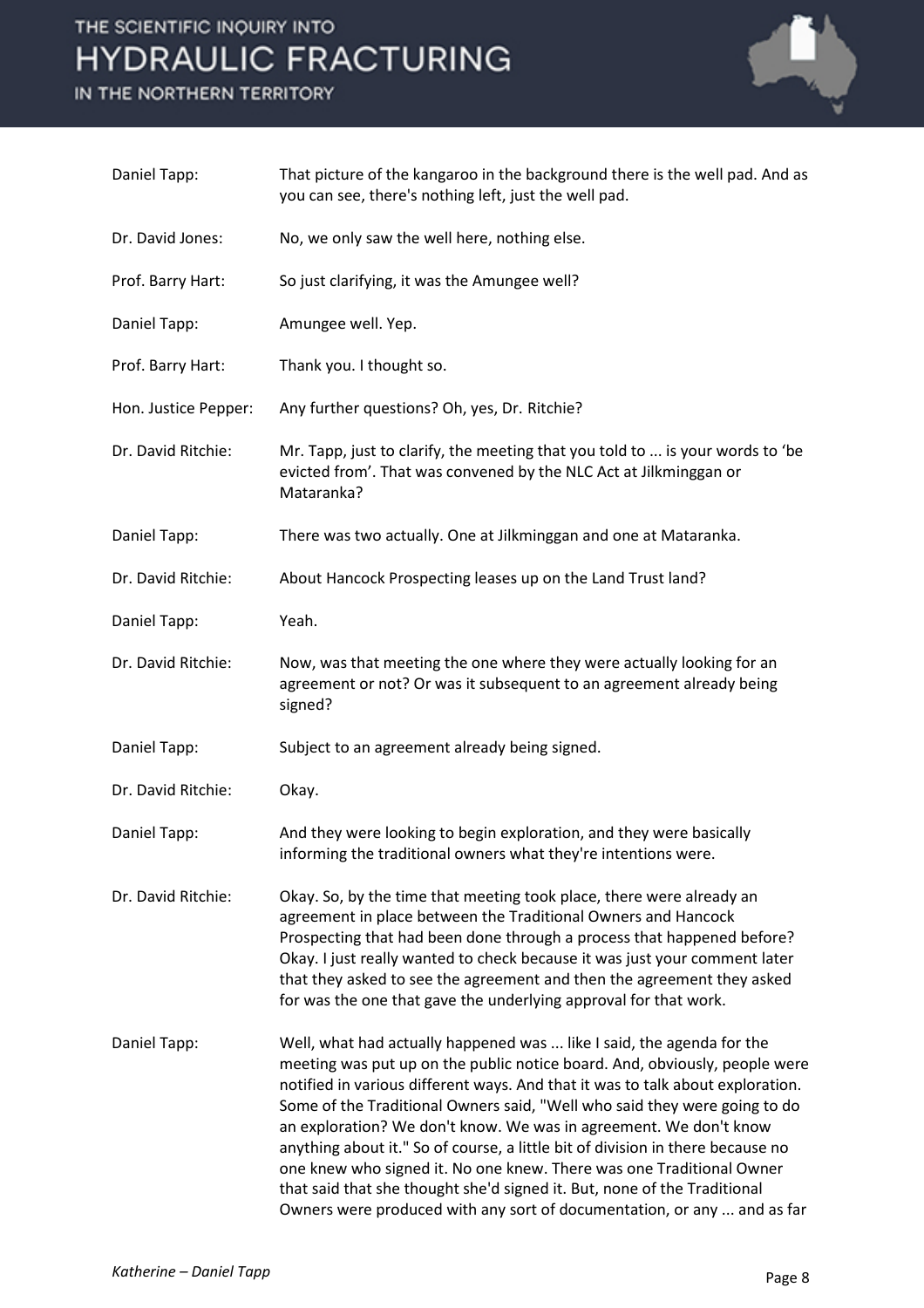Daniel Tapp: That picture of the kangaroo in the background there is the well pad. And as you can see, there's nothing left, just the well pad.

Dr. David Jones: No, we only saw the well here, nothing else.

Prof. Barry Hart: So just clarifying, it was the Amungee well?

Daniel Tapp: Amungee well. Yep.

Prof. Barry Hart: Thank you. I thought so.

Hon. Justice Pepper: Any further questions? Oh, yes, Dr. Ritchie?

Dr. David Ritchie: Mr. Tapp, just to clarify, the meeting that you told to ... is your words to 'be evicted from'. That was convened by the NLC Act at Jilkminggan or Mataranka?

Daniel Tapp: There was two actually. One at Jilkminggan and one at Mataranka.

Dr. David Ritchie: About Hancock Prospecting leases up on the Land Trust land?

Daniel Tapp: Yeah.

Dr. David Ritchie: Now, was that meeting the one where they were actually looking for an agreement or not? Or was it subsequent to an agreement already being signed?

Daniel Tapp: Subject to an agreement already being signed.

Dr. David Ritchie: Okay.

Daniel Tapp: And they were looking to begin exploration, and they were basically informing the traditional owners what they're intentions were.

Dr. David Ritchie: Okay. So, by the time that meeting took place, there were already an agreement in place between the Traditional Owners and Hancock Prospecting that had been done through a process that happened before? Okay. I just really wanted to check because it was just your comment later that they asked to see the agreement and then the agreement they asked for was the one that gave the underlying approval for that work.

Daniel Tapp: Well, what had actually happened was ... like I said, the agenda for the meeting was put up on the public notice board. And, obviously, people were notified in various different ways. And that it was to talk about exploration. Some of the Traditional Owners said, "Well who said they were going to do an exploration? We don't know. We was in agreement. We don't know anything about it." So of course, a little bit of division in there because no one knew who signed it. No one knew. There was one Traditional Owner that said that she thought she'd signed it. But, none of the Traditional Owners were produced with any sort of documentation, or any ... and as far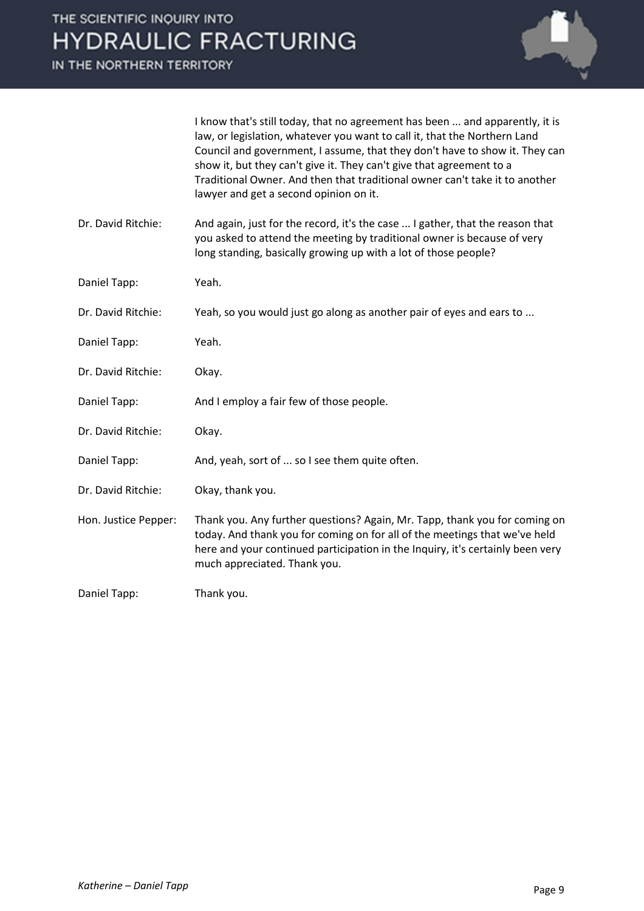I know that's still today, that no agreement has been ... and apparently, it is law, or legislation, whatever you want to call it, that the Northern Land Council and government, I assume, that they don't have to show it. They can show it, but they can't give it. They can't give that agreement to a Traditional Owner. And then that traditional owner can't take it to another lawyer and get a second opinion on it.

Dr. David Ritchie: And again, just for the record, it's the case ... I gather, that the reason that you asked to attend the meeting by traditional owner is because of very long standing, basically growing up with a lot of those people?

Daniel Tapp: Yeah.

Dr. David Ritchie: Yeah, so you would just go along as another pair of eyes and ears to ...

Daniel Tapp: Yeah.

Dr. David Ritchie: Okay.

Daniel Tapp: And I employ a fair few of those people.

Dr. David Ritchie: Okay.

Daniel Tapp: And, yeah, sort of ... so I see them quite often.

Dr. David Ritchie: Okay, thank you.

Hon. Justice Pepper: Thank you. Any further questions? Again, Mr. Tapp, thank you for coming on today. And thank you for coming on for all of the meetings that we've held here and your continued participation in the Inquiry, it's certainly been very much appreciated. Thank you.

Daniel Tapp: Thank you.